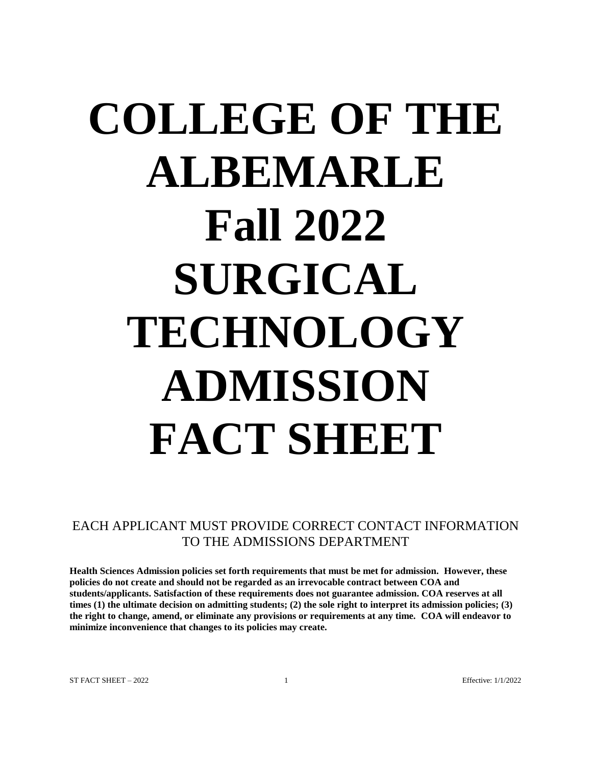# COLLEGE OF THE ALBEMARLE Fall 2022 SURGICAL TECHNOLOGY ADMISSION FACT SHEET

EACH APPLICANT MUST PROVIDE CORRECT CONTACT INFORMATION TO THE ADMISSIONS DEPARTMENT

**Health Sciences Admission policies set forth requirements that must be met for admission. However, these policies do not create and should not be regarded as an irrevocable contract between COA and students/applicants. Satisfaction of these requirements does not guarantee admission. COA reserves at all times (1) the ultimate decision on admitting students; (2) the sole right to interpret its admission policies; (3) the right to change, amend, or eliminate any provisions or requirements at any time. COA will endeavor to minimize inconvenience that changes to its policies may create.**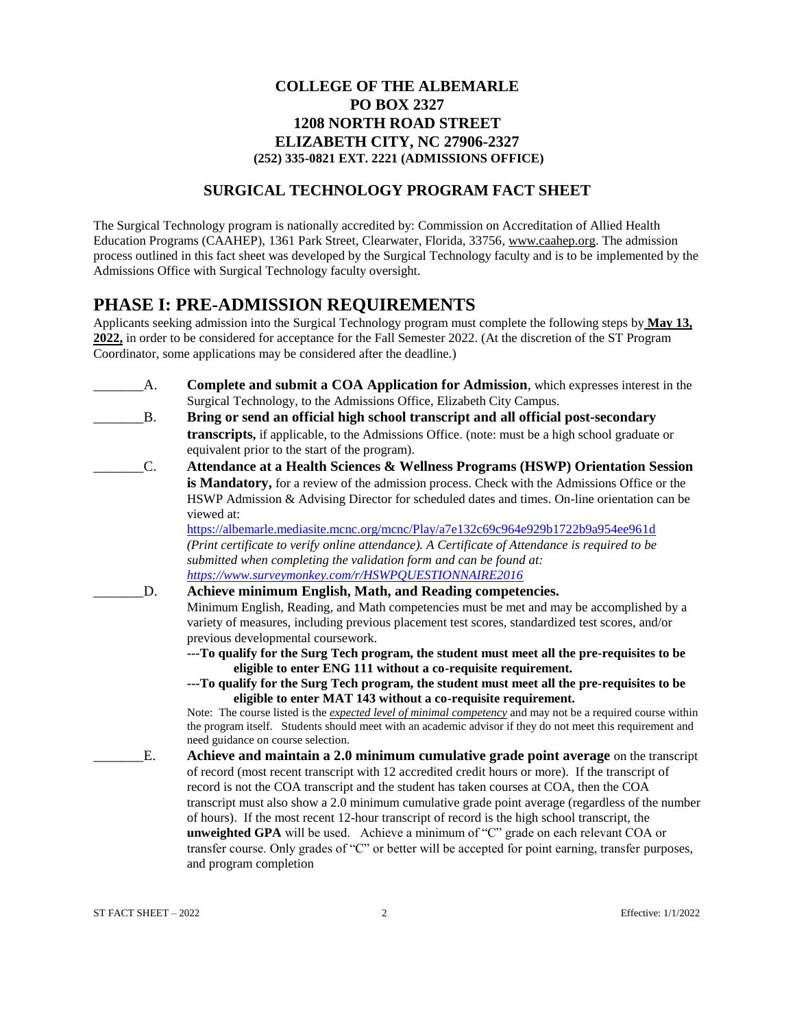**COLLEGE OF THE ALBEMARLE**
**PO BOX 2327**
**1208 NORTH ROAD STREET**
**ELIZABETH CITY, NC 27906-2327**
**(252) 335-0821 EXT. 2221 (ADMISSIONS OFFICE)**

## SURGICAL TECHNOLOGY PROGRAM FACT SHEET

The Surgical Technology program is nationally accredited by: Commission on Accreditation of Allied Health Education Programs (CAAHEP), 1361 Park Street, Clearwater, Florida, 33756, www.caahep.org. The admission process outlined in this fact sheet was developed by the Surgical Technology faculty and is to be implemented by the Admissions Office with Surgical Technology faculty oversight.

# PHASE I: PRE-ADMISSION REQUIREMENTS

Applicants seeking admission into the Surgical Technology program must complete the following steps by **May 13, 2022,** in order to be considered for acceptance for the Fall Semester 2022. (At the discretion of the ST Program Coordinator, some applications may be considered after the deadline.)

_______A. **Complete and submit a COA Application for Admission**, which expresses interest in the Surgical Technology, to the Admissions Office, Elizabeth City Campus.

_______B. **Bring or send an official high school transcript and all official post-secondary transcripts,** if applicable, to the Admissions Office. (note: must be a high school graduate or equivalent prior to the start of the program).

_______C. **Attendance at a Health Sciences & Wellness Programs (HSWP) Orientation Session is Mandatory,** for a review of the admission process. Check with the Admissions Office or the HSWP Admission & Advising Director for scheduled dates and times. On-line orientation can be viewed at:
https://albemarle.mediasite.mcnc.org/mcnc/Play/a7e132c69c964e929b1722b9a954ee961d
*(Print certificate to verify online attendance). A Certificate of Attendance is required to be submitted when completing the validation form and can be found at:*
*https://www.surveymonkey.com/r/HSWPQUESTIONNAIRE2016*

_______D. **Achieve minimum English, Math, and Reading competencies.**
Minimum English, Reading, and Math competencies must be met and may be accomplished by a variety of measures, including previous placement test scores, standardized test scores, and/or previous developmental coursework.
**---To qualify for the Surg Tech program, the student must meet all the pre-requisites to be eligible to enter ENG 111 without a co-requisite requirement.**
**---To qualify for the Surg Tech program, the student must meet all the pre-requisites to be eligible to enter MAT 143 without a co-requisite requirement.**
Note: The course listed is the ***expected level of minimal competency*** and may not be a required course within the program itself. Students should meet with an academic advisor if they do not meet this requirement and need guidance on course selection.

_______E. **Achieve and maintain a 2.0 minimum cumulative grade point average** on the transcript of record (most recent transcript with 12 accredited credit hours or more). If the transcript of record is not the COA transcript and the student has taken courses at COA, then the COA transcript must also show a 2.0 minimum cumulative grade point average (regardless of the number of hours). If the most recent 12-hour transcript of record is the high school transcript, the **unweighted GPA** will be used. Achieve a minimum of "C" grade on each relevant COA or transfer course. Only grades of "C" or better will be accepted for point earning, transfer purposes, and program completion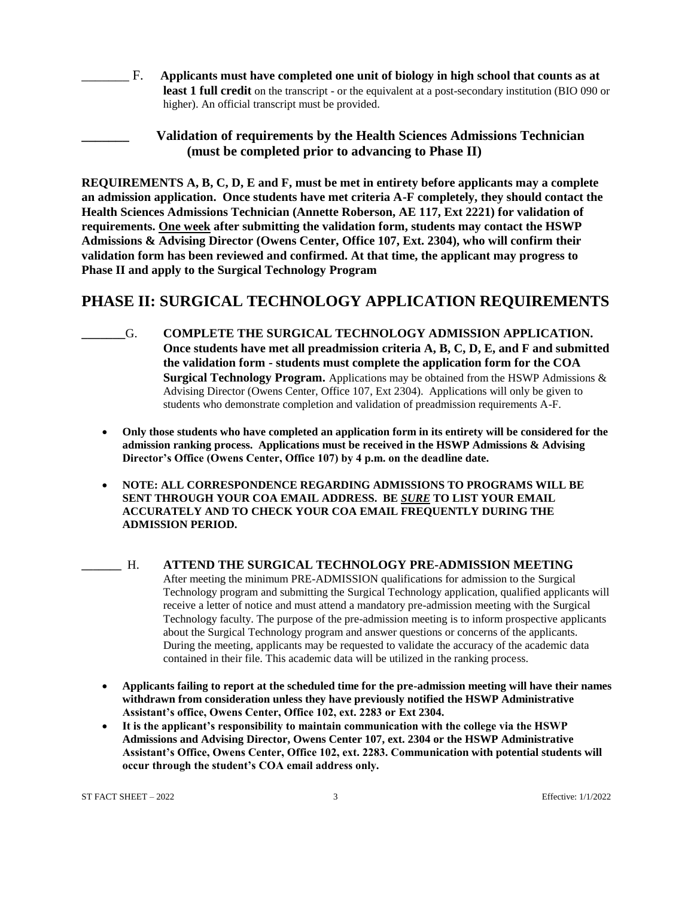_______ F. **Applicants must have completed one unit of biology in high school that counts as at least 1 full credit** on the transcript - or the equivalent at a post-secondary institution (BIO 090 or higher). An official transcript must be provided.

**_______ Validation of requirements by the Health Sciences Admissions Technician (must be completed prior to advancing to Phase II)**

**REQUIREMENTS A, B, C, D, E and F, must be met in entirety before applicants may a complete an admission application. Once students have met criteria A-F completely, they should contact the Health Sciences Admissions Technician (Annette Roberson, AE 117, Ext 2221) for validation of requirements. <u>One week</u> after submitting the validation form, students may contact the HSWP Admissions & Advising Director (Owens Center, Office 107, Ext. 2304), who will confirm their validation form has been reviewed and confirmed. At that time, the applicant may progress to Phase II and apply to the Surgical Technology Program**

## PHASE II: SURGICAL TECHNOLOGY APPLICATION REQUIREMENTS

_______G. **COMPLETE THE SURGICAL TECHNOLOGY ADMISSION APPLICATION. Once students have met all preadmission criteria A, B, C, D, E, and F and submitted the validation form - students must complete the application form for the COA Surgical Technology Program.** Applications may be obtained from the HSWP Admissions & Advising Director (Owens Center, Office 107, Ext 2304). Applications will only be given to students who demonstrate completion and validation of preadmission requirements A-F.

- **Only those students who have completed an application form in its entirety will be considered for the admission ranking process. Applications must be received in the HSWP Admissions & Advising Director's Office (Owens Center, Office 107) by 4 p.m. on the deadline date.**
- **NOTE: ALL CORRESPONDENCE REGARDING ADMISSIONS TO PROGRAMS WILL BE SENT THROUGH YOUR COA EMAIL ADDRESS. BE *<u>SURE</u>* TO LIST YOUR EMAIL ACCURATELY AND TO CHECK YOUR COA EMAIL FREQUENTLY DURING THE ADMISSION PERIOD.**

______ H. **ATTEND THE SURGICAL TECHNOLOGY PRE-ADMISSION MEETING**
After meeting the minimum PRE-ADMISSION qualifications for admission to the Surgical Technology program and submitting the Surgical Technology application, qualified applicants will receive a letter of notice and must attend a mandatory pre-admission meeting with the Surgical Technology faculty. The purpose of the pre-admission meeting is to inform prospective applicants about the Surgical Technology program and answer questions or concerns of the applicants. During the meeting, applicants may be requested to validate the accuracy of the academic data contained in their file. This academic data will be utilized in the ranking process.

- **Applicants failing to report at the scheduled time for the pre-admission meeting will have their names withdrawn from consideration unless they have previously notified the HSWP Administrative Assistant's office, Owens Center, Office 102, ext. 2283 or Ext 2304.**
- **It is the applicant's responsibility to maintain communication with the college via the HSWP Admissions and Advising Director, Owens Center 107, ext. 2304 or the HSWP Administrative Assistant's Office, Owens Center, Office 102, ext. 2283. Communication with potential students will occur through the student's COA email address only.**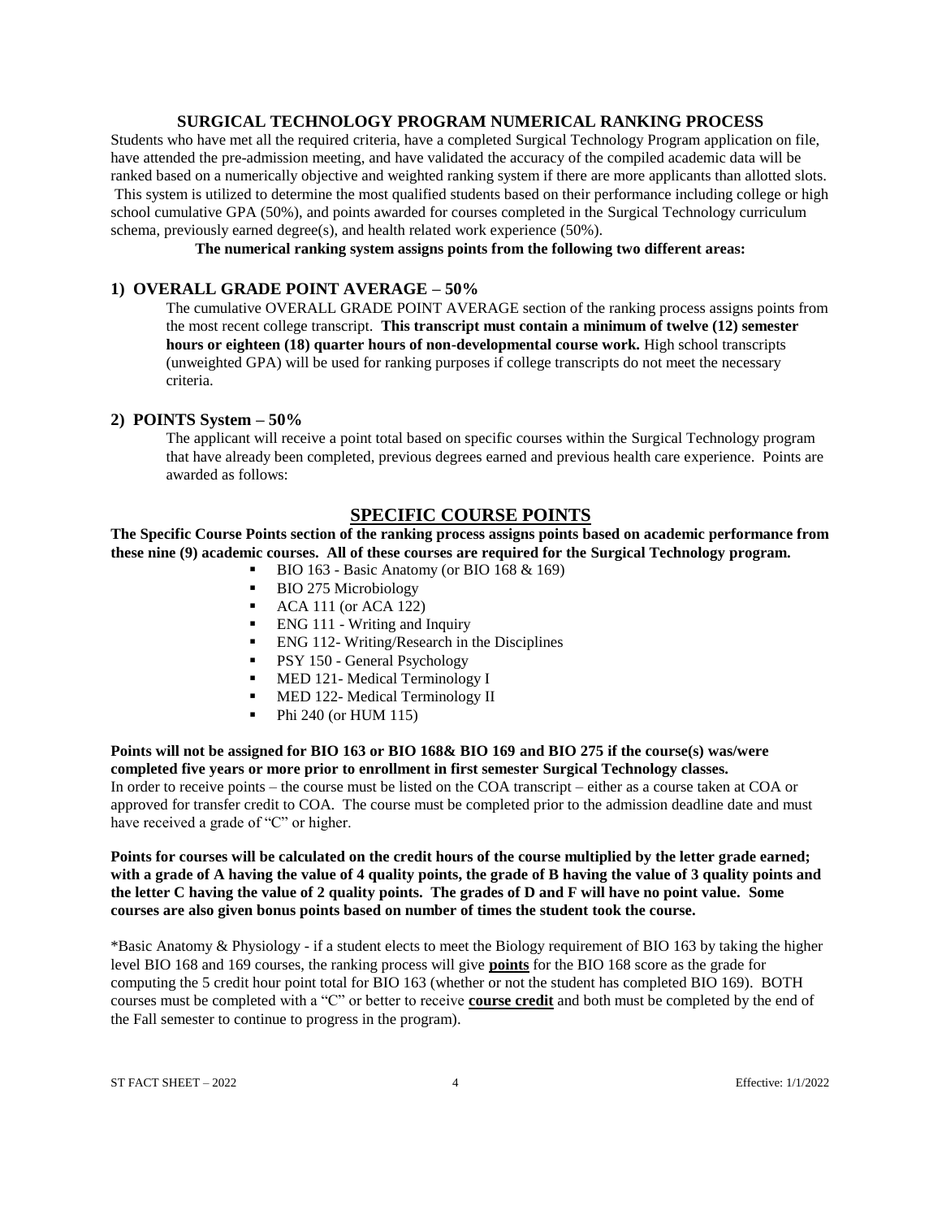## SURGICAL TECHNOLOGY PROGRAM NUMERICAL RANKING PROCESS

Students who have met all the required criteria, have a completed Surgical Technology Program application on file, have attended the pre-admission meeting, and have validated the accuracy of the compiled academic data will be ranked based on a numerically objective and weighted ranking system if there are more applicants than allotted slots. This system is utilized to determine the most qualified students based on their performance including college or high school cumulative GPA (50%), and points awarded for courses completed in the Surgical Technology curriculum schema, previously earned degree(s), and health related work experience (50%).

**The numerical ranking system assigns points from the following two different areas:**

### 1) OVERALL GRADE POINT AVERAGE – 50%

The cumulative OVERALL GRADE POINT AVERAGE section of the ranking process assigns points from the most recent college transcript. **This transcript must contain a minimum of twelve (12) semester hours or eighteen (18) quarter hours of non-developmental course work.** High school transcripts (unweighted GPA) will be used for ranking purposes if college transcripts do not meet the necessary criteria.

### 2) POINTS System – 50%

The applicant will receive a point total based on specific courses within the Surgical Technology program that have already been completed, previous degrees earned and previous health care experience. Points are awarded as follows:

## SPECIFIC COURSE POINTS

**The Specific Course Points section of the ranking process assigns points based on academic performance from these nine (9) academic courses. All of these courses are required for the Surgical Technology program.**

- BIO 163 - Basic Anatomy (or BIO 168 & 169)
- BIO 275 Microbiology
- ACA 111 (or ACA 122)
- ENG 111 - Writing and Inquiry
- ENG 112- Writing/Research in the Disciplines
- PSY 150 - General Psychology
- MED 121- Medical Terminology I
- MED 122- Medical Terminology II
- Phi 240 (or HUM 115)

**Points will not be assigned for BIO 163 or BIO 168& BIO 169 and BIO 275 if the course(s) was/were completed five years or more prior to enrollment in first semester Surgical Technology classes.**
In order to receive points – the course must be listed on the COA transcript – either as a course taken at COA or approved for transfer credit to COA. The course must be completed prior to the admission deadline date and must have received a grade of "C" or higher.

**Points for courses will be calculated on the credit hours of the course multiplied by the letter grade earned; with a grade of A having the value of 4 quality points, the grade of B having the value of 3 quality points and the letter C having the value of 2 quality points. The grades of D and F will have no point value. Some courses are also given bonus points based on number of times the student took the course.**

*Basic Anatomy & Physiology - if a student elects to meet the Biology requirement of BIO 163 by taking the higher level BIO 168 and 169 courses, the ranking process will give **points** for the BIO 168 score as the grade for computing the 5 credit hour point total for BIO 163 (whether or not the student has completed BIO 169). BOTH courses must be completed with a "C" or better to receive **course credit** and both must be completed by the end of the Fall semester to continue to progress in the program).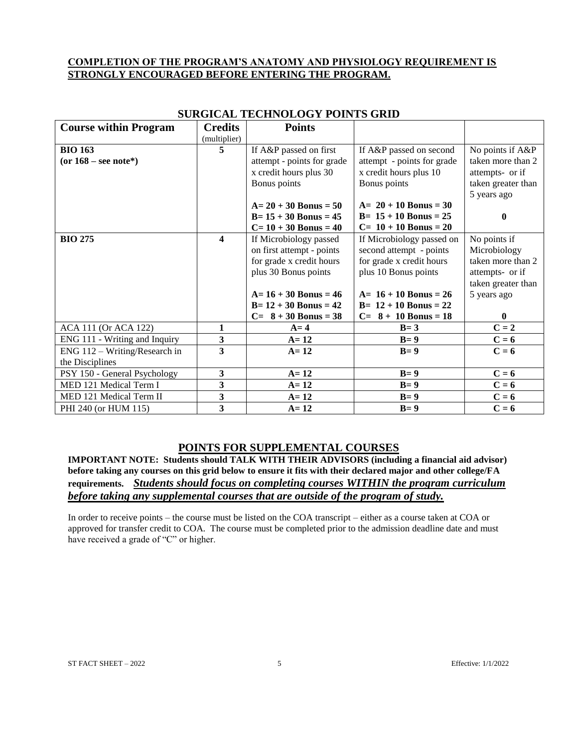**COMPLETION OF THE PROGRAM'S ANATOMY AND PHYSIOLOGY REQUIREMENT IS STRONGLY ENCOURAGED BEFORE ENTERING THE PROGRAM.**

## SURGICAL TECHNOLOGY POINTS GRID

| Course within Program | Credits (multiplier) | Points | | |
|---|---|---|---|---|
| **BIO 163 (or 168 – see note*)** | **5** | If A&P passed on first attempt - points for grade x credit hours plus 30 Bonus points<br><br>**A= 20 + 30 Bonus = 50**<br>**B= 15 + 30 Bonus = 45**<br>**C= 10 + 30 Bonus = 40** | If A&P passed on second attempt - points for grade x credit hours plus 10 Bonus points<br><br>**A= 20 + 10 Bonus = 30**<br>**B= 15 + 10 Bonus = 25**<br>**C= 10 + 10 Bonus = 20** | No points if A&P taken more than 2 attempts- or if taken greater than 5 years ago<br><br>**0** |
| **BIO 275** | **4** | If Microbiology passed on first attempt - points for grade x credit hours plus 30 Bonus points<br><br>**A= 16 + 30 Bonus = 46**<br>**B= 12 + 30 Bonus = 42**<br>**C= 8 + 30 Bonus = 38** | If Microbiology passed on second attempt - points for grade x credit hours plus 10 Bonus points<br><br>**A= 16 + 10 Bonus = 26**<br>**B= 12 + 10 Bonus = 22**<br>**C= 8 + 10 Bonus = 18** | No points if Microbiology taken more than 2 attempts- or if taken greater than 5 years ago<br><br>**0** |
| ACA 111 (Or ACA 122) | **1** | **A= 4** | **B= 3** | **C = 2** |
| ENG 111 - Writing and Inquiry | **3** | **A= 12** | **B= 9** | **C = 6** |
| ENG 112 – Writing/Research in the Disciplines | **3** | **A= 12** | **B= 9** | **C = 6** |
| PSY 150 - General Psychology | **3** | **A= 12** | **B= 9** | **C = 6** |
| MED 121 Medical Term I | **3** | **A= 12** | **B= 9** | **C = 6** |
| MED 121 Medical Term II | **3** | **A= 12** | **B= 9** | **C = 6** |
| PHI 240 (or HUM 115) | **3** | **A= 12** | **B= 9** | **C = 6** |

## POINTS FOR SUPPLEMENTAL COURSES

**IMPORTANT NOTE: Students should TALK WITH THEIR ADVISORS (including a financial aid advisor) before taking any courses on this grid below to ensure it fits with their declared major and other college/FA requirements.** ***Students should focus on completing courses WITHIN the program curriculum before taking any supplemental courses that are outside of the program of study.***

In order to receive points – the course must be listed on the COA transcript – either as a course taken at COA or approved for transfer credit to COA. The course must be completed prior to the admission deadline date and must have received a grade of "C" or higher.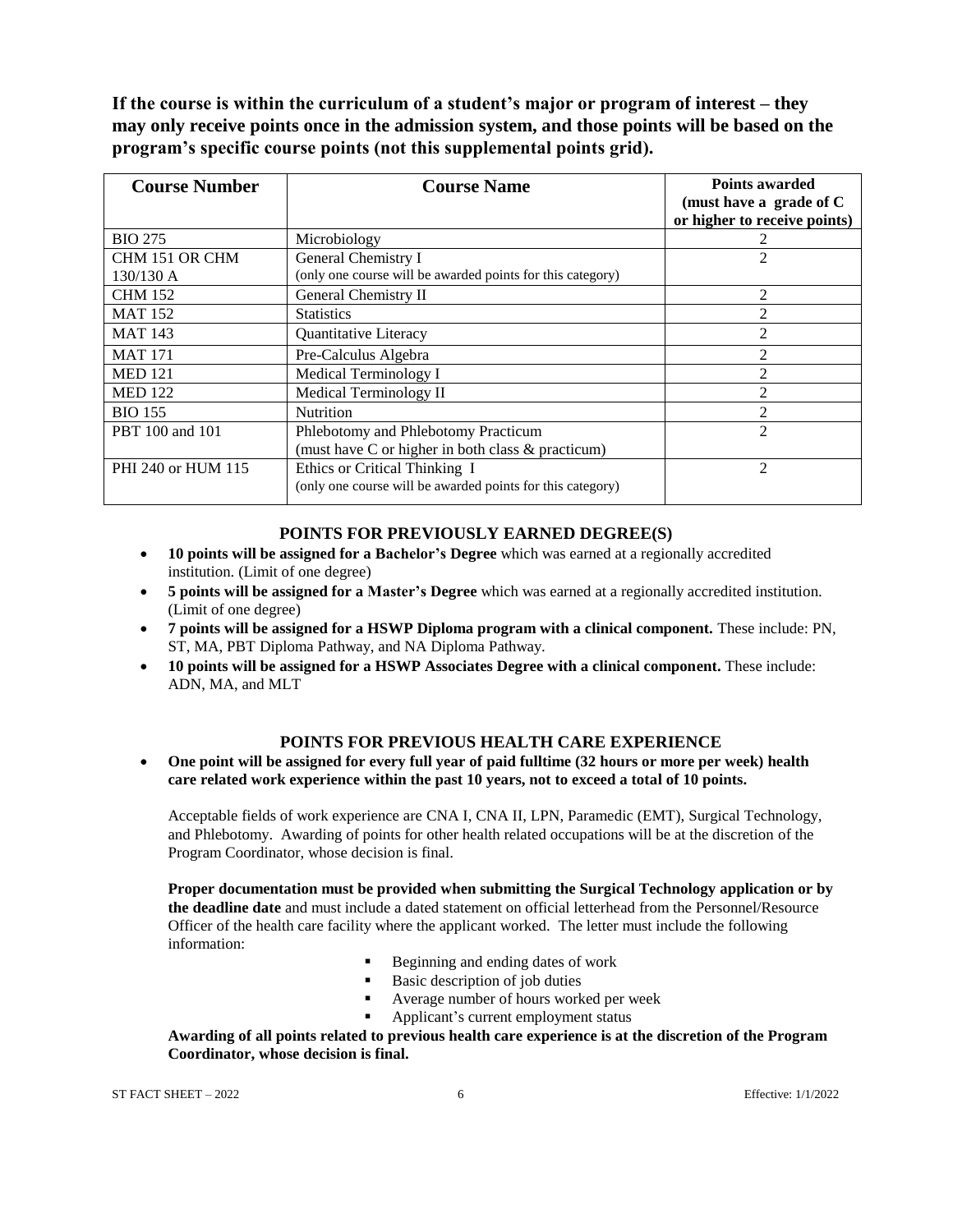**If the course is within the curriculum of a student's major or program of interest – they may only receive points once in the admission system, and those points will be based on the program's specific course points (not this supplemental points grid).**

| Course Number | Course Name | Points awarded (must have a grade of C or higher to receive points) |
|---|---|---|
| BIO 275 | Microbiology | 2 |
| CHM 151 OR CHM 130/130 A | General Chemistry I (only one course will be awarded points for this category) | 2 |
| CHM 152 | General Chemistry II | 2 |
| MAT 152 | Statistics | 2 |
| MAT 143 | Quantitative Literacy | 2 |
| MAT 171 | Pre-Calculus Algebra | 2 |
| MED 121 | Medical Terminology I | 2 |
| MED 122 | Medical Terminology II | 2 |
| BIO 155 | Nutrition | 2 |
| PBT 100 and 101 | Phlebotomy and Phlebotomy Practicum (must have C or higher in both class & practicum) | 2 |
| PHI 240 or HUM 115 | Ethics or Critical Thinking I (only one course will be awarded points for this category) | 2 |

## POINTS FOR PREVIOUSLY EARNED DEGREE(S)

- **10 points will be assigned for a Bachelor's Degree** which was earned at a regionally accredited institution. (Limit of one degree)
- **5 points will be assigned for a Master's Degree** which was earned at a regionally accredited institution. (Limit of one degree)
- **7 points will be assigned for a HSWP Diploma program with a clinical component.** These include: PN, ST, MA, PBT Diploma Pathway, and NA Diploma Pathway.
- **10 points will be assigned for a HSWP Associates Degree with a clinical component.** These include: ADN, MA, and MLT

## POINTS FOR PREVIOUS HEALTH CARE EXPERIENCE

- **One point will be assigned for every full year of paid fulltime (32 hours or more per week) health care related work experience within the past 10 years, not to exceed a total of 10 points.**

  Acceptable fields of work experience are CNA I, CNA II, LPN, Paramedic (EMT), Surgical Technology, and Phlebotomy. Awarding of points for other health related occupations will be at the discretion of the Program Coordinator, whose decision is final.

  **Proper documentation must be provided when submitting the Surgical Technology application or by the deadline date** and must include a dated statement on official letterhead from the Personnel/Resource Officer of the health care facility where the applicant worked. The letter must include the following information:

  - Beginning and ending dates of work
  - Basic description of job duties
  - Average number of hours worked per week
  - Applicant's current employment status

  **Awarding of all points related to previous health care experience is at the discretion of the Program Coordinator, whose decision is final.**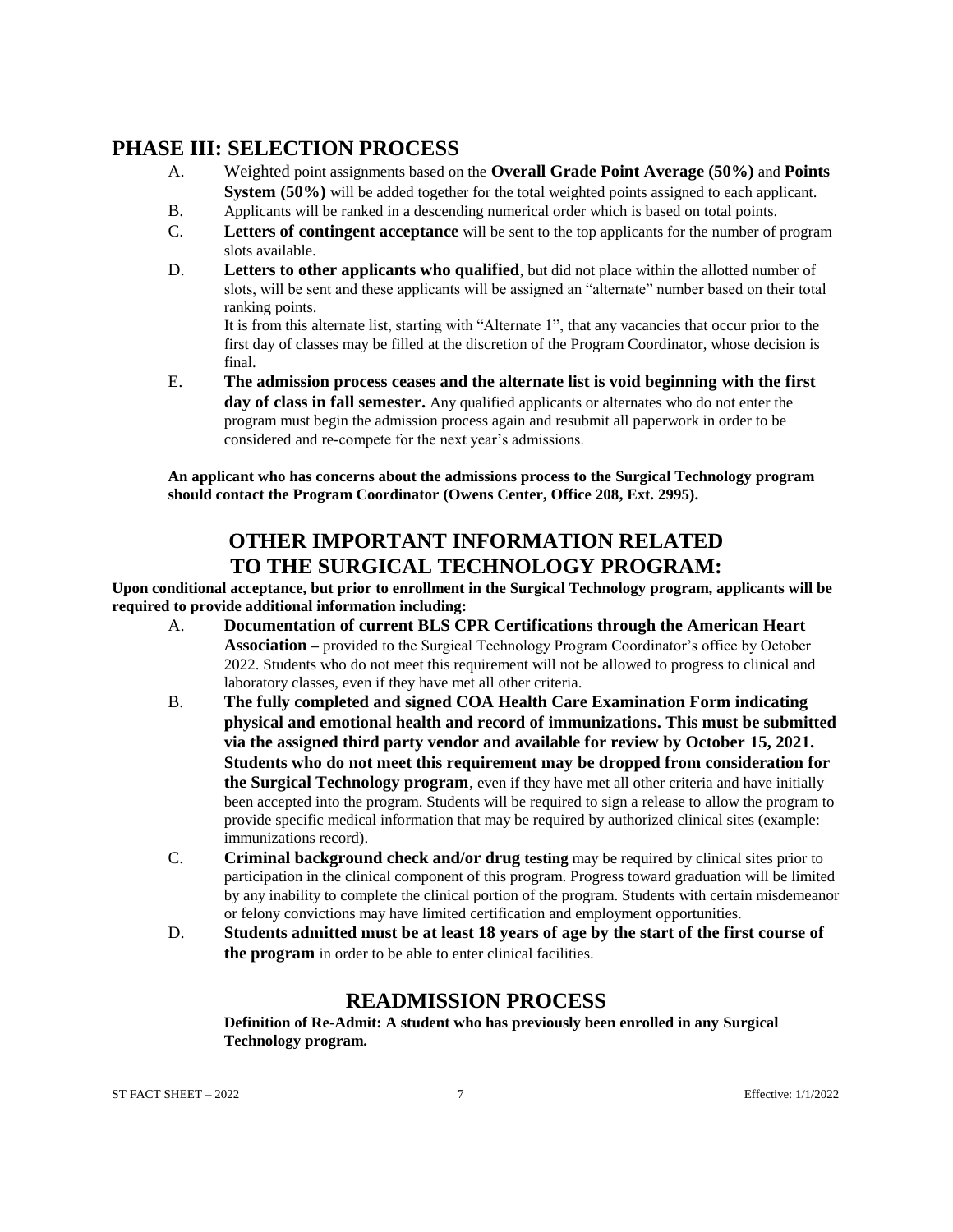## PHASE III: SELECTION PROCESS

A. Weighted point assignments based on the **Overall Grade Point Average (50%)** and **Points System (50%)** will be added together for the total weighted points assigned to each applicant.

B. Applicants will be ranked in a descending numerical order which is based on total points.

C. **Letters of contingent acceptance** will be sent to the top applicants for the number of program slots available.

D. **Letters to other applicants who qualified**, but did not place within the allotted number of slots, will be sent and these applicants will be assigned an "alternate" number based on their total ranking points.
It is from this alternate list, starting with "Alternate 1", that any vacancies that occur prior to the first day of classes may be filled at the discretion of the Program Coordinator, whose decision is final.

E. **The admission process ceases and the alternate list is void beginning with the first day of class in fall semester.** Any qualified applicants or alternates who do not enter the program must begin the admission process again and resubmit all paperwork in order to be considered and re-compete for the next year's admissions.

**An applicant who has concerns about the admissions process to the Surgical Technology program should contact the Program Coordinator (Owens Center, Office 208, Ext. 2995).**

## OTHER IMPORTANT INFORMATION RELATED TO THE SURGICAL TECHNOLOGY PROGRAM:

**Upon conditional acceptance, but prior to enrollment in the Surgical Technology program, applicants will be required to provide additional information including:**

A. **Documentation of current BLS CPR Certifications through the American Heart Association –** provided to the Surgical Technology Program Coordinator's office by October 2022. Students who do not meet this requirement will not be allowed to progress to clinical and laboratory classes, even if they have met all other criteria.

B. **The fully completed and signed COA Health Care Examination Form indicating physical and emotional health and record of immunizations. This must be submitted via the assigned third party vendor and available for review by October 15, 2021. Students who do not meet this requirement may be dropped from consideration for the Surgical Technology program**, even if they have met all other criteria and have initially been accepted into the program. Students will be required to sign a release to allow the program to provide specific medical information that may be required by authorized clinical sites (example: immunizations record).

C. **Criminal background check and/or drug testing** may be required by clinical sites prior to participation in the clinical component of this program. Progress toward graduation will be limited by any inability to complete the clinical portion of the program. Students with certain misdemeanor or felony convictions may have limited certification and employment opportunities.

D. **Students admitted must be at least 18 years of age by the start of the first course of the program** in order to be able to enter clinical facilities.

## READMISSION PROCESS

**Definition of Re-Admit: A student who has previously been enrolled in any Surgical Technology program.**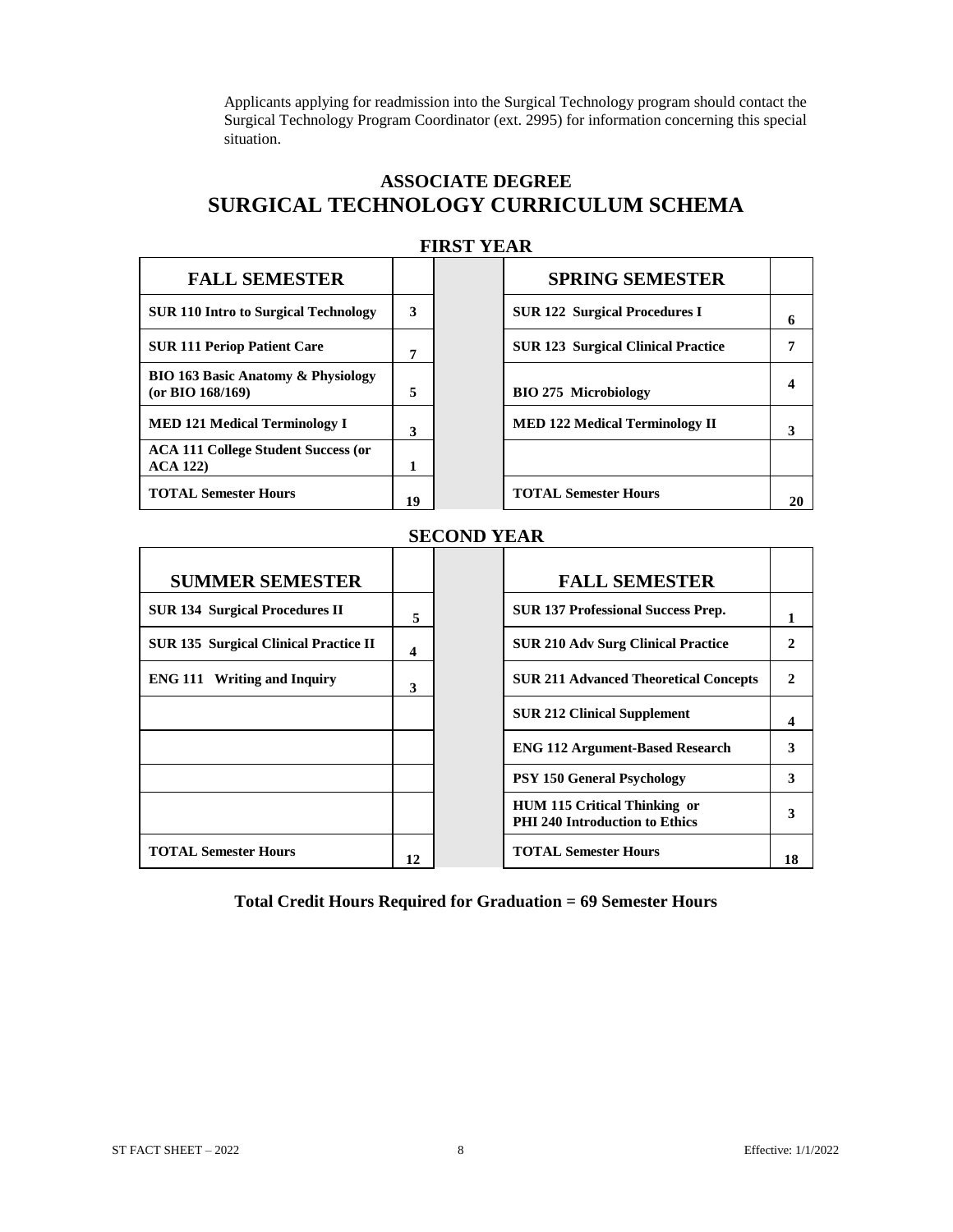Applicants applying for readmission into the Surgical Technology program should contact the Surgical Technology Program Coordinator (ext. 2995) for information concerning this special situation.

## ASSOCIATE DEGREE
# SURGICAL TECHNOLOGY CURRICULUM SCHEMA

### FIRST YEAR

| FALL SEMESTER | | | SPRING SEMESTER | |
|---|---|---|---|---|
| **SUR 110 Intro to Surgical Technology** | **3** | | **SUR 122 Surgical Procedures I** | **6** |
| **SUR 111 Periop Patient Care** | **7** | | **SUR 123 Surgical Clinical Practice** | **7** |
| **BIO 163 Basic Anatomy & Physiology (or BIO 168/169)** | **5** | | **BIO 275 Microbiology** | **4** |
| **MED 121 Medical Terminology I** | **3** | | **MED 122 Medical Terminology II** | **3** |
| **ACA 111 College Student Success (or ACA 122)** | **1** | | | |
| **TOTAL Semester Hours** | **19** | | **TOTAL Semester Hours** | **20** |

### SECOND YEAR

| SUMMER SEMESTER | | | FALL SEMESTER | |
|---|---|---|---|---|
| **SUR 134 Surgical Procedures II** | **5** | | **SUR 137 Professional Success Prep.** | **1** |
| **SUR 135 Surgical Clinical Practice II** | **4** | | **SUR 210 Adv Surg Clinical Practice** | **2** |
| **ENG 111 Writing and Inquiry** | **3** | | **SUR 211 Advanced Theoretical Concepts** | **2** |
| | | | **SUR 212 Clinical Supplement** | **4** |
| | | | **ENG 112 Argument-Based Research** | **3** |
| | | | **PSY 150 General Psychology** | **3** |
| | | | **HUM 115 Critical Thinking or PHI 240 Introduction to Ethics** | **3** |
| **TOTAL Semester Hours** | **12** | | **TOTAL Semester Hours** | **18** |

**Total Credit Hours Required for Graduation = 69 Semester Hours**